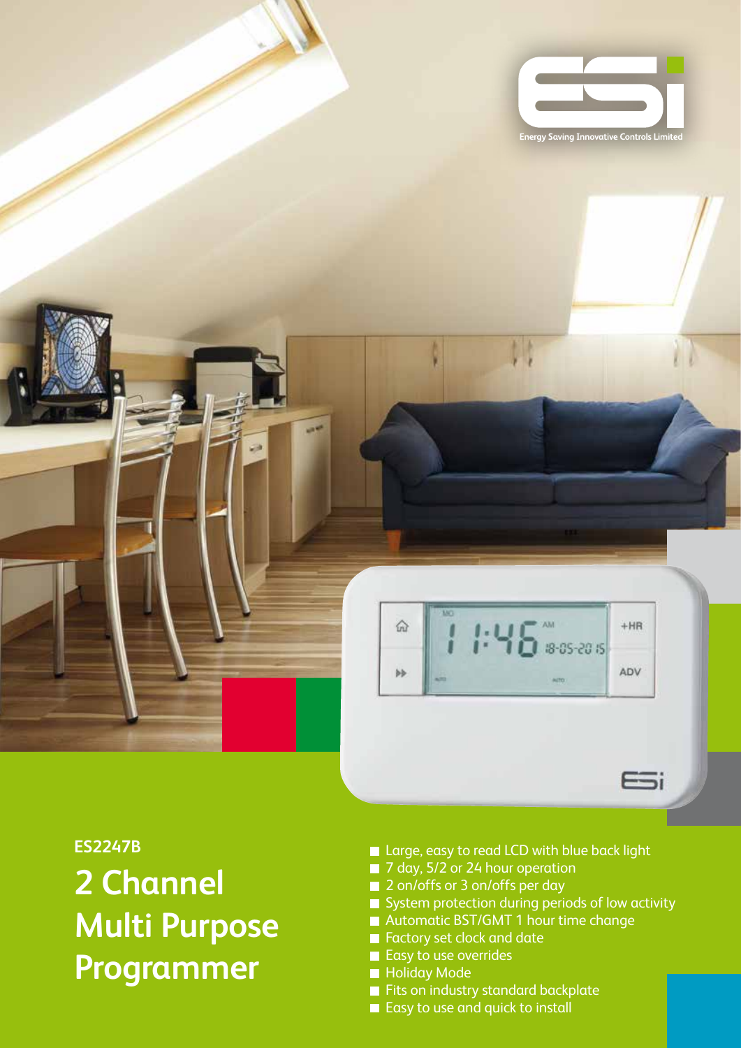Energy Saving Innovative Controls Limited

**ES2247B**

# 2 Channel Multi Purpose Programmer

- Large, easy to read LCD with blue back light
- 7 day, 5/2 or 24 hour operation
- 2 on/offs or 3 on/offs per day
- System protection during periods of low activity
- Automatic BST/GMT 1 hour time change
- Factory set clock and date
- Easy to use overrides
- Holiday Mode
- Fits on industry standard backplate
- Easy to use and quick to install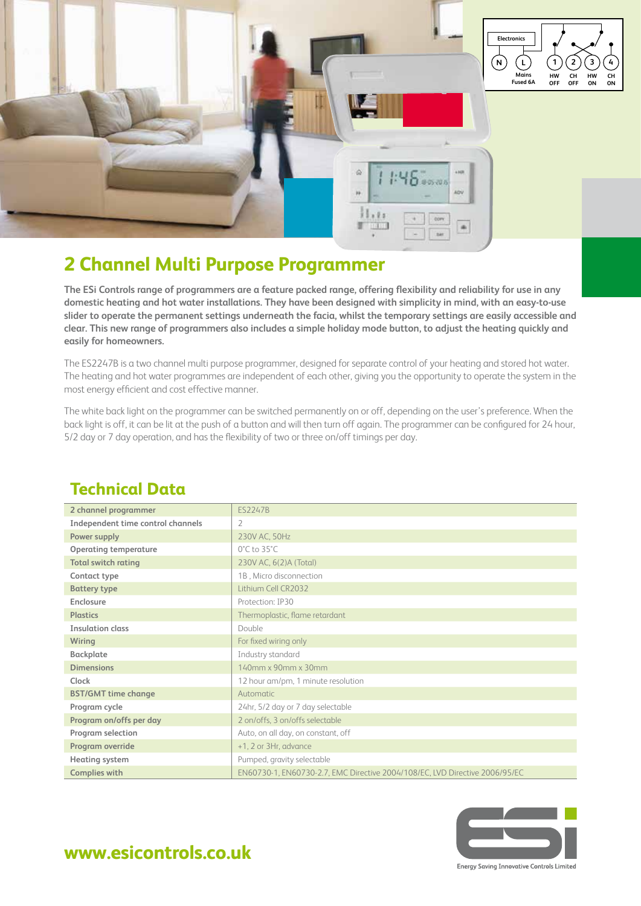Electronics

N L 1 2 3 4

Mains Fused 6A

HW OFF CH OFF HW ON CH ON

## 2 Channel Multi Purpose Programmer

**The ESi Controls range of programmers are a feature packed range, offering flexibility and reliability for use in any domestic heating and hot water installations. They have been designed with simplicity in mind, with an easy-to-use slider to operate the permanent settings underneath the facia, whilst the temporary settings are easily accessible and clear. This new range of programmers also includes a simple holiday mode button, to adjust the heating quickly and easily for homeowners.**

The ES2247B is a two channel multi purpose programmer, designed for separate control of your heating and stored hot water. The heating and hot water programmes are independent of each other, giving you the opportunity to operate the system in the most energy efficient and cost effective manner.

The white back light on the programmer can be switched permanently on or off, depending on the user's preference. When the back light is off, it can be lit at the push of a button and will then turn off again. The programmer can be configured for 24 hour, 5/2 day or 7 day operation, and has the flexibility of two or three on/off timings per day.

## Technical Data

| | |
|---|---|
| **2 channel programmer** | ES2247B |
| **Independent time control channels** | 2 |
| **Power supply** | 230V AC, 50Hz |
| **Operating temperature** | 0°C to 35°C |
| **Total switch rating** | 230V AC, 6(2)A (Total) |
| **Contact type** | 1B , Micro disconnection |
| **Battery type** | Lithium Cell CR2032 |
| **Enclosure** | Protection: IP30 |
| **Plastics** | Thermoplastic, flame retardant |
| **Insulation class** | Double |
| **Wiring** | For fixed wiring only |
| **Backplate** | Industry standard |
| **Dimensions** | 140mm x 90mm x 30mm |
| **Clock** | 12 hour am/pm, 1 minute resolution |
| **BST/GMT time change** | Automatic |
| **Program cycle** | 24hr, 5/2 day or 7 day selectable |
| **Program on/offs per day** | 2 on/offs, 3 on/offs selectable |
| **Program selection** | Auto, on all day, on constant, off |
| **Program override** | +1, 2 or 3Hr, advance |
| **Heating system** | Pumped, gravity selectable |
| **Complies with** | EN60730-1, EN60730-2.7, EMC Directive 2004/108/EC, LVD Directive 2006/95/EC |

**www.esicontrols.co.uk**

Energy Saving Innovative Controls Limited